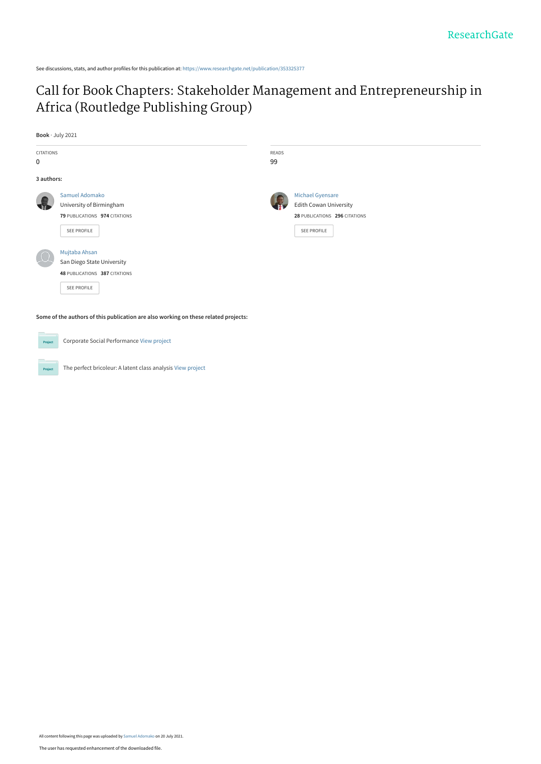See discussions, stats, and author profiles for this publication at: https://www.researchgate.net/publication/353325377

# Call for Book Chapters: Stakeholder Management and Entrepreneurship in Africa (Routledge Publishing Group)

**Book** · July 2021

CITATIONS
0

READS
99

**3 authors:**

Samuel Adomako
University of Birmingham
**79** PUBLICATIONS **974** CITATIONS
SEE PROFILE

Michael Gyensare
Edith Cowan University
**28** PUBLICATIONS **296** CITATIONS
SEE PROFILE

Mujtaba Ahsan
San Diego State University
**48** PUBLICATIONS **387** CITATIONS
SEE PROFILE

**Some of the authors of this publication are also working on these related projects:**

Project: Corporate Social Performance View project

Project: The perfect bricoleur: A latent class analysis View project

All content following this page was uploaded by Samuel Adomako on 20 July 2021.

The user has requested enhancement of the downloaded file.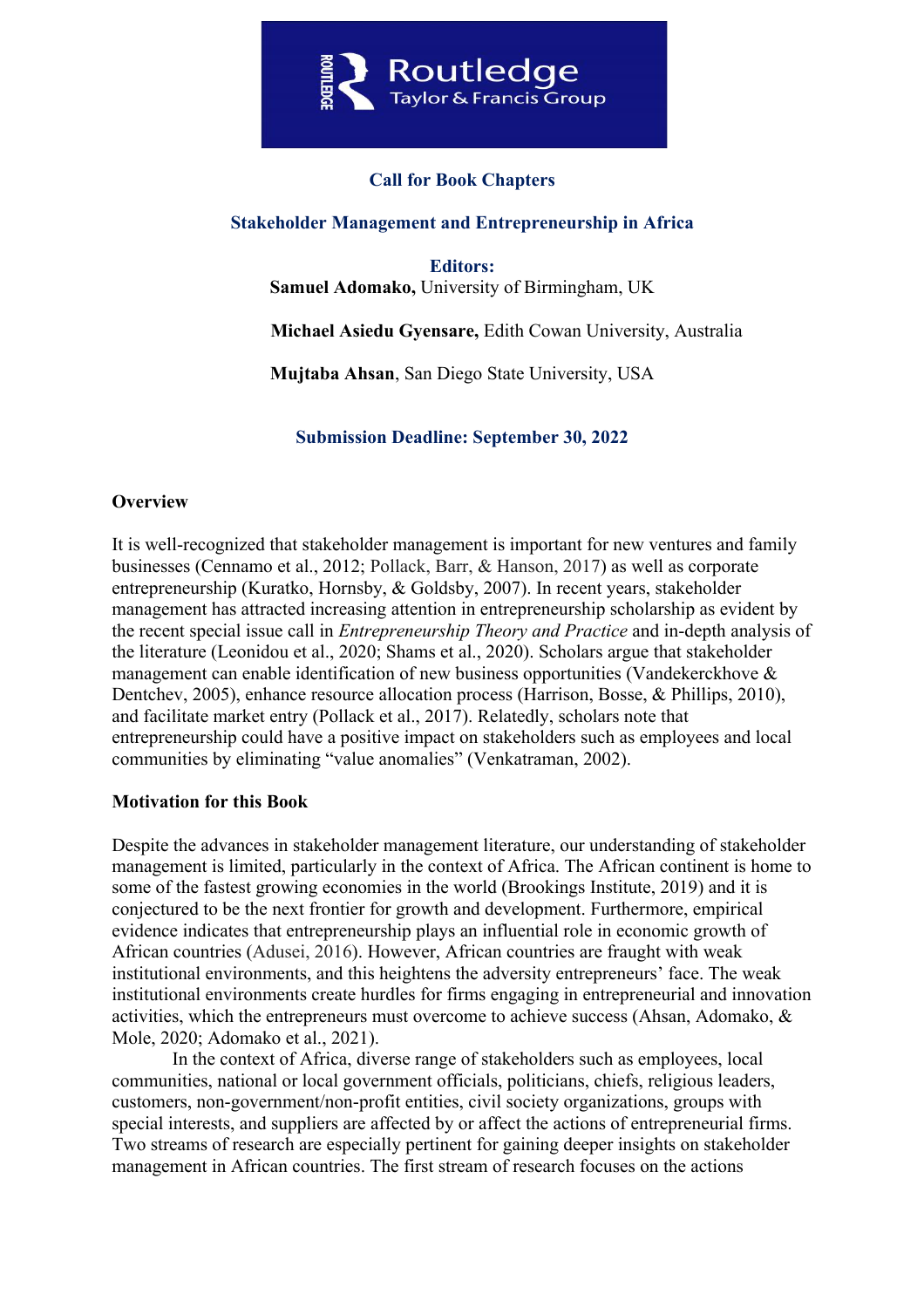Routledge
Taylor & Francis Group

**Call for Book Chapters**

**Stakeholder Management and Entrepreneurship in Africa**

**Editors:**

**Samuel Adomako,** University of Birmingham, UK

**Michael Asiedu Gyensare,** Edith Cowan University, Australia

**Mujtaba Ahsan**, San Diego State University, USA

**Submission Deadline: September 30, 2022**

**Overview**

It is well-recognized that stakeholder management is important for new ventures and family businesses (Cennamo et al., 2012; Pollack, Barr, & Hanson, 2017) as well as corporate entrepreneurship (Kuratko, Hornsby, & Goldsby, 2007). In recent years, stakeholder management has attracted increasing attention in entrepreneurship scholarship as evident by the recent special issue call in *Entrepreneurship Theory and Practice* and in-depth analysis of the literature (Leonidou et al., 2020; Shams et al., 2020). Scholars argue that stakeholder management can enable identification of new business opportunities (Vandekerckhove & Dentchev, 2005), enhance resource allocation process (Harrison, Bosse, & Phillips, 2010), and facilitate market entry (Pollack et al., 2017). Relatedly, scholars note that entrepreneurship could have a positive impact on stakeholders such as employees and local communities by eliminating "value anomalies" (Venkatraman, 2002).

**Motivation for this Book**

Despite the advances in stakeholder management literature, our understanding of stakeholder management is limited, particularly in the context of Africa. The African continent is home to some of the fastest growing economies in the world (Brookings Institute, 2019) and it is conjectured to be the next frontier for growth and development. Furthermore, empirical evidence indicates that entrepreneurship plays an influential role in economic growth of African countries (Adusei, 2016). However, African countries are fraught with weak institutional environments, and this heightens the adversity entrepreneurs' face. The weak institutional environments create hurdles for firms engaging in entrepreneurial and innovation activities, which the entrepreneurs must overcome to achieve success (Ahsan, Adomako, & Mole, 2020; Adomako et al., 2021).

In the context of Africa, diverse range of stakeholders such as employees, local communities, national or local government officials, politicians, chiefs, religious leaders, customers, non-government/non-profit entities, civil society organizations, groups with special interests, and suppliers are affected by or affect the actions of entrepreneurial firms. Two streams of research are especially pertinent for gaining deeper insights on stakeholder management in African countries. The first stream of research focuses on the actions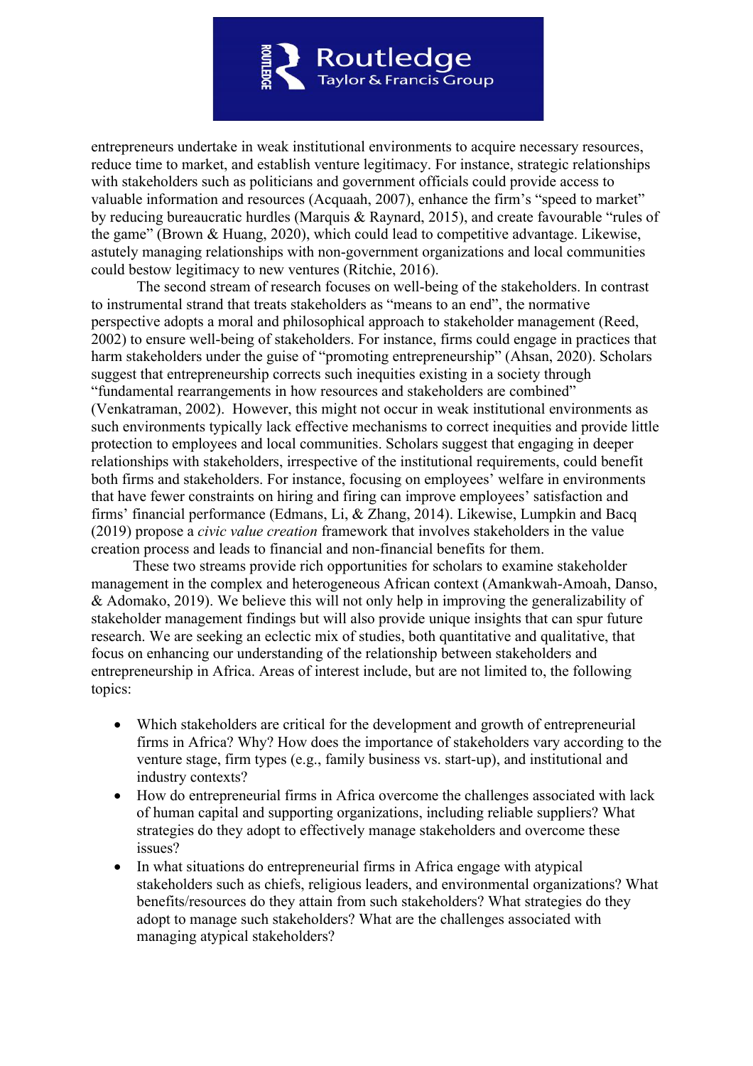entrepreneurs undertake in weak institutional environments to acquire necessary resources, reduce time to market, and establish venture legitimacy. For instance, strategic relationships with stakeholders such as politicians and government officials could provide access to valuable information and resources (Acquaah, 2007), enhance the firm's "speed to market" by reducing bureaucratic hurdles (Marquis & Raynard, 2015), and create favourable "rules of the game" (Brown & Huang, 2020), which could lead to competitive advantage. Likewise, astutely managing relationships with non-government organizations and local communities could bestow legitimacy to new ventures (Ritchie, 2016).

The second stream of research focuses on well-being of the stakeholders. In contrast to instrumental strand that treats stakeholders as "means to an end", the normative perspective adopts a moral and philosophical approach to stakeholder management (Reed, 2002) to ensure well-being of stakeholders. For instance, firms could engage in practices that harm stakeholders under the guise of "promoting entrepreneurship" (Ahsan, 2020). Scholars suggest that entrepreneurship corrects such inequities existing in a society through "fundamental rearrangements in how resources and stakeholders are combined" (Venkatraman, 2002). However, this might not occur in weak institutional environments as such environments typically lack effective mechanisms to correct inequities and provide little protection to employees and local communities. Scholars suggest that engaging in deeper relationships with stakeholders, irrespective of the institutional requirements, could benefit both firms and stakeholders. For instance, focusing on employees' welfare in environments that have fewer constraints on hiring and firing can improve employees' satisfaction and firms' financial performance (Edmans, Li, & Zhang, 2014). Likewise, Lumpkin and Bacq (2019) propose a *civic value creation* framework that involves stakeholders in the value creation process and leads to financial and non-financial benefits for them.

These two streams provide rich opportunities for scholars to examine stakeholder management in the complex and heterogeneous African context (Amankwah-Amoah, Danso, & Adomako, 2019). We believe this will not only help in improving the generalizability of stakeholder management findings but will also provide unique insights that can spur future research. We are seeking an eclectic mix of studies, both quantitative and qualitative, that focus on enhancing our understanding of the relationship between stakeholders and entrepreneurship in Africa. Areas of interest include, but are not limited to, the following topics:

- Which stakeholders are critical for the development and growth of entrepreneurial firms in Africa? Why? How does the importance of stakeholders vary according to the venture stage, firm types (e.g., family business vs. start-up), and institutional and industry contexts?
- How do entrepreneurial firms in Africa overcome the challenges associated with lack of human capital and supporting organizations, including reliable suppliers? What strategies do they adopt to effectively manage stakeholders and overcome these issues?
- In what situations do entrepreneurial firms in Africa engage with atypical stakeholders such as chiefs, religious leaders, and environmental organizations? What benefits/resources do they attain from such stakeholders? What strategies do they adopt to manage such stakeholders? What are the challenges associated with managing atypical stakeholders?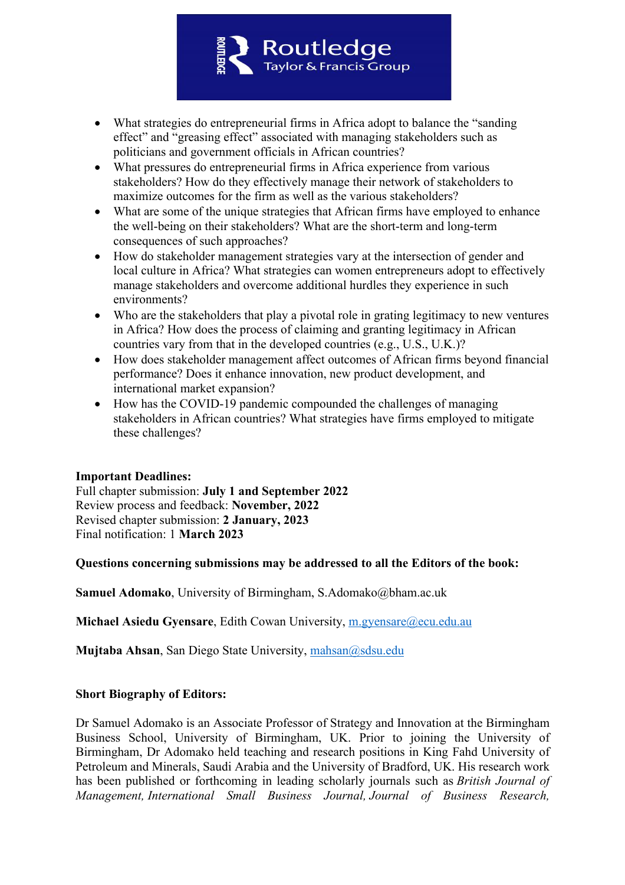- What strategies do entrepreneurial firms in Africa adopt to balance the "sanding effect" and "greasing effect" associated with managing stakeholders such as politicians and government officials in African countries?
- What pressures do entrepreneurial firms in Africa experience from various stakeholders? How do they effectively manage their network of stakeholders to maximize outcomes for the firm as well as the various stakeholders?
- What are some of the unique strategies that African firms have employed to enhance the well-being on their stakeholders? What are the short-term and long-term consequences of such approaches?
- How do stakeholder management strategies vary at the intersection of gender and local culture in Africa? What strategies can women entrepreneurs adopt to effectively manage stakeholders and overcome additional hurdles they experience in such environments?
- Who are the stakeholders that play a pivotal role in grating legitimacy to new ventures in Africa? How does the process of claiming and granting legitimacy in African countries vary from that in the developed countries (e.g., U.S., U.K.)?
- How does stakeholder management affect outcomes of African firms beyond financial performance? Does it enhance innovation, new product development, and international market expansion?
- How has the COVID-19 pandemic compounded the challenges of managing stakeholders in African countries? What strategies have firms employed to mitigate these challenges?

**Important Deadlines:**
Full chapter submission: **July 1 and September 2022**
Review process and feedback: **November, 2022**
Revised chapter submission: **2 January, 2023**
Final notification: 1 **March 2023**

**Questions concerning submissions may be addressed to all the Editors of the book:**

**Samuel Adomako**, University of Birmingham, S.Adomako@bham.ac.uk

**Michael Asiedu Gyensare**, Edith Cowan University, m.gyensare@ecu.edu.au

**Mujtaba Ahsan**, San Diego State University, mahsan@sdsu.edu

**Short Biography of Editors:**

Dr Samuel Adomako is an Associate Professor of Strategy and Innovation at the Birmingham Business School, University of Birmingham, UK. Prior to joining the University of Birmingham, Dr Adomako held teaching and research positions in King Fahd University of Petroleum and Minerals, Saudi Arabia and the University of Bradford, UK. His research work has been published or forthcoming in leading scholarly journals such as *British Journal of Management, International Small Business Journal, Journal of Business Research,*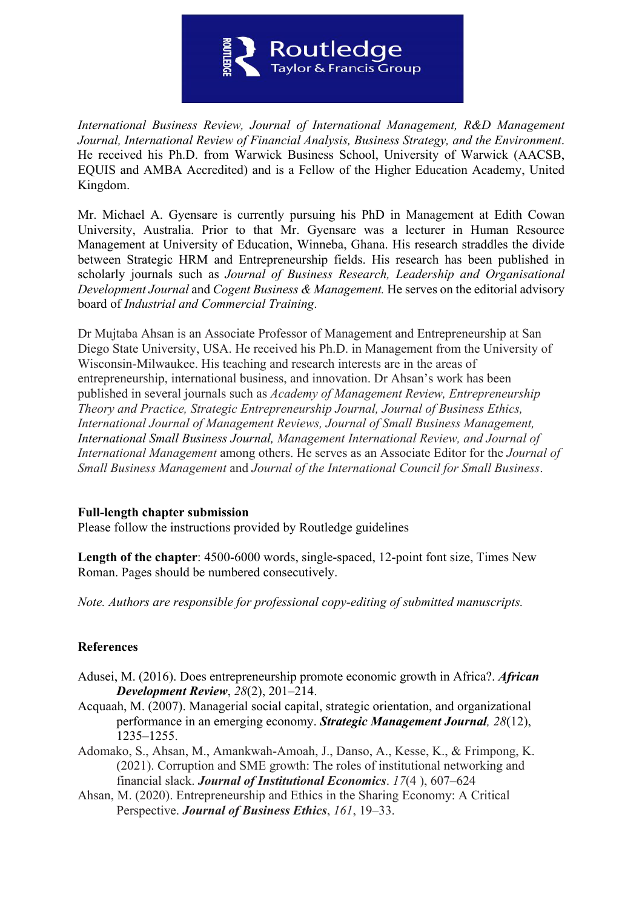*International Business Review, Journal of International Management, R&D Management Journal, International Review of Financial Analysis, Business Strategy, and the Environment*. He received his Ph.D. from Warwick Business School, University of Warwick (AACSB, EQUIS and AMBA Accredited) and is a Fellow of the Higher Education Academy, United Kingdom.

Mr. Michael A. Gyensare is currently pursuing his PhD in Management at Edith Cowan University, Australia. Prior to that Mr. Gyensare was a lecturer in Human Resource Management at University of Education, Winneba, Ghana. His research straddles the divide between Strategic HRM and Entrepreneurship fields. His research has been published in scholarly journals such as *Journal of Business Research, Leadership and Organisational Development Journal* and *Cogent Business & Management.* He serves on the editorial advisory board of *Industrial and Commercial Training*.

Dr Mujtaba Ahsan is an Associate Professor of Management and Entrepreneurship at San Diego State University, USA. He received his Ph.D. in Management from the University of Wisconsin-Milwaukee. His teaching and research interests are in the areas of entrepreneurship, international business, and innovation. Dr Ahsan's work has been published in several journals such as *Academy of Management Review, Entrepreneurship Theory and Practice, Strategic Entrepreneurship Journal, Journal of Business Ethics, International Journal of Management Reviews, Journal of Small Business Management, International Small Business Journal, Management International Review, and Journal of International Management* among others. He serves as an Associate Editor for the *Journal of Small Business Management* and *Journal of the International Council for Small Business*.

**Full-length chapter submission**
Please follow the instructions provided by Routledge guidelines

**Length of the chapter**: 4500-6000 words, single-spaced, 12-point font size, Times New Roman. Pages should be numbered consecutively.

*Note. Authors are responsible for professional copy-editing of submitted manuscripts.*

**References**

Adusei, M. (2016). Does entrepreneurship promote economic growth in Africa?. ***African Development Review***, *28*(2), 201–214.

Acquaah, M. (2007). Managerial social capital, strategic orientation, and organizational performance in an emerging economy. ***Strategic Management Journal***, *28*(12), 1235–1255.

Adomako, S., Ahsan, M., Amankwah-Amoah, J., Danso, A., Kesse, K., & Frimpong, K. (2021). Corruption and SME growth: The roles of institutional networking and financial slack. ***Journal of Institutional Economics***. *17*(4 ), 607–624

Ahsan, M. (2020). Entrepreneurship and Ethics in the Sharing Economy: A Critical Perspective. ***Journal of Business Ethics***, *161*, 19–33.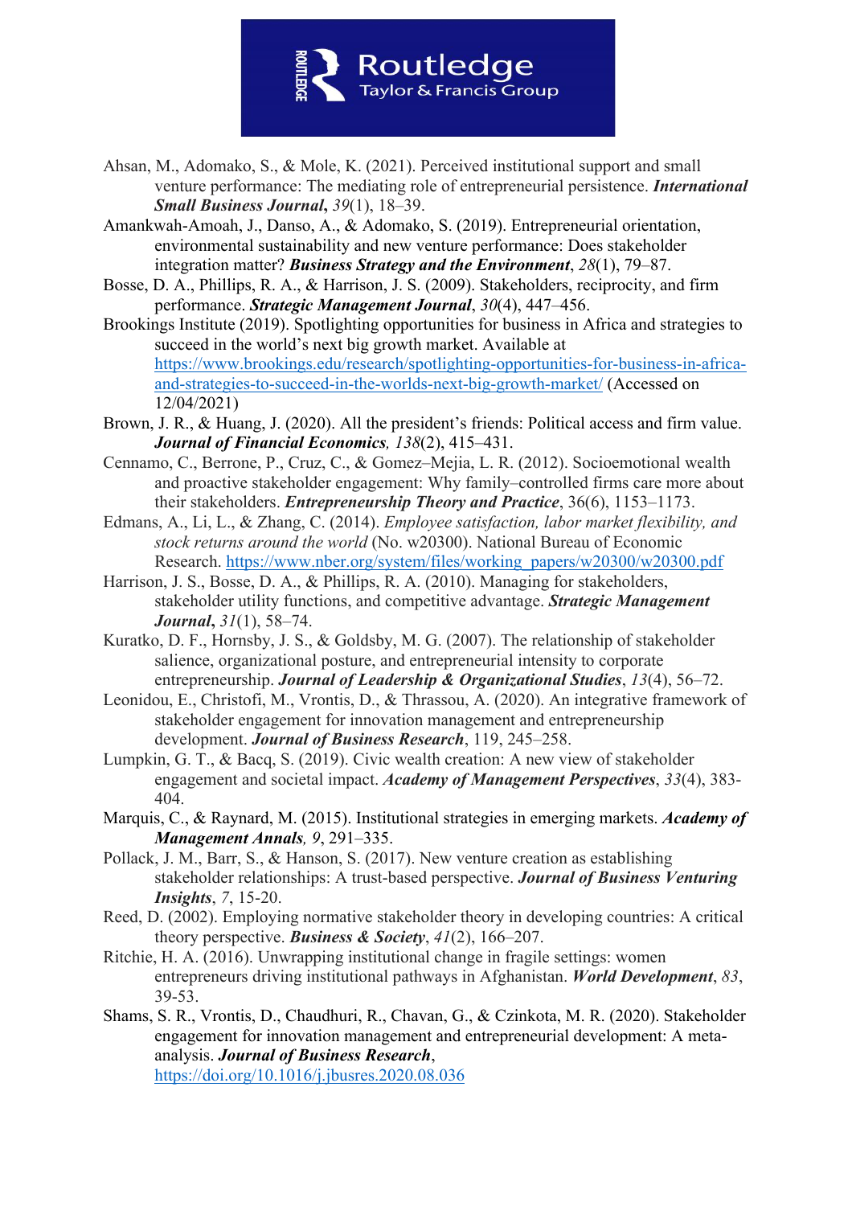Ahsan, M., Adomako, S., & Mole, K. (2021). Perceived institutional support and small venture performance: The mediating role of entrepreneurial persistence. ***International Small Business Journal***, *39*(1), 18–39.

Amankwah-Amoah, J., Danso, A., & Adomako, S. (2019). Entrepreneurial orientation, environmental sustainability and new venture performance: Does stakeholder integration matter? ***Business Strategy and the Environment***, *28*(1), 79–87.

Bosse, D. A., Phillips, R. A., & Harrison, J. S. (2009). Stakeholders, reciprocity, and firm performance. ***Strategic Management Journal***, *30*(4), 447–456.

Brookings Institute (2019). Spotlighting opportunities for business in Africa and strategies to succeed in the world's next big growth market. Available at https://www.brookings.edu/research/spotlighting-opportunities-for-business-in-africa-and-strategies-to-succeed-in-the-worlds-next-big-growth-market/ (Accessed on 12/04/2021)

Brown, J. R., & Huang, J. (2020). All the president's friends: Political access and firm value. ***Journal of Financial Economics***, *138*(2), 415–431.

Cennamo, C., Berrone, P., Cruz, C., & Gomez–Mejia, L. R. (2012). Socioemotional wealth and proactive stakeholder engagement: Why family–controlled firms care more about their stakeholders. ***Entrepreneurship Theory and Practice***, 36(6), 1153–1173.

Edmans, A., Li, L., & Zhang, C. (2014). *Employee satisfaction, labor market flexibility, and stock returns around the world* (No. w20300). National Bureau of Economic Research. https://www.nber.org/system/files/working_papers/w20300/w20300.pdf

Harrison, J. S., Bosse, D. A., & Phillips, R. A. (2010). Managing for stakeholders, stakeholder utility functions, and competitive advantage. ***Strategic Management Journal***, *31*(1), 58–74.

Kuratko, D. F., Hornsby, J. S., & Goldsby, M. G. (2007). The relationship of stakeholder salience, organizational posture, and entrepreneurial intensity to corporate entrepreneurship. ***Journal of Leadership & Organizational Studies***, *13*(4), 56–72.

Leonidou, E., Christofi, M., Vrontis, D., & Thrassou, A. (2020). An integrative framework of stakeholder engagement for innovation management and entrepreneurship development. ***Journal of Business Research***, 119, 245–258.

Lumpkin, G. T., & Bacq, S. (2019). Civic wealth creation: A new view of stakeholder engagement and societal impact. ***Academy of Management Perspectives***, *33*(4), 383-404.

Marquis, C., & Raynard, M. (2015). Institutional strategies in emerging markets. ***Academy of Management Annals***, *9*, 291–335.

Pollack, J. M., Barr, S., & Hanson, S. (2017). New venture creation as establishing stakeholder relationships: A trust-based perspective. ***Journal of Business Venturing Insights***, *7*, 15-20.

Reed, D. (2002). Employing normative stakeholder theory in developing countries: A critical theory perspective. ***Business & Society***, *41*(2), 166–207.

Ritchie, H. A. (2016). Unwrapping institutional change in fragile settings: women entrepreneurs driving institutional pathways in Afghanistan. ***World Development***, *83*, 39-53.

Shams, S. R., Vrontis, D., Chaudhuri, R., Chavan, G., & Czinkota, M. R. (2020). Stakeholder engagement for innovation management and entrepreneurial development: A meta-analysis. ***Journal of Business Research***, https://doi.org/10.1016/j.jbusres.2020.08.036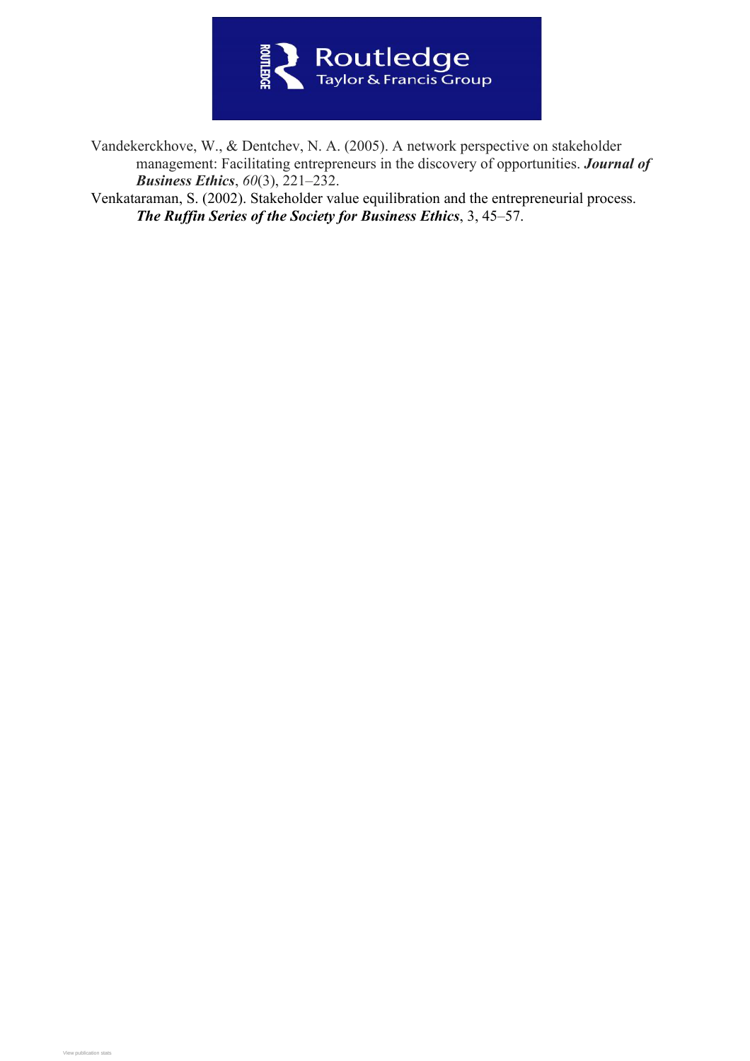Vandekerckhove, W., & Dentchev, N. A. (2005). A network perspective on stakeholder management: Facilitating entrepreneurs in the discovery of opportunities. ***Journal of Business Ethics***, *60*(3), 221–232.

Venkataraman, S. (2002). Stakeholder value equilibration and the entrepreneurial process. ***The Ruffin Series of the Society for Business Ethics***, 3, 45–57.